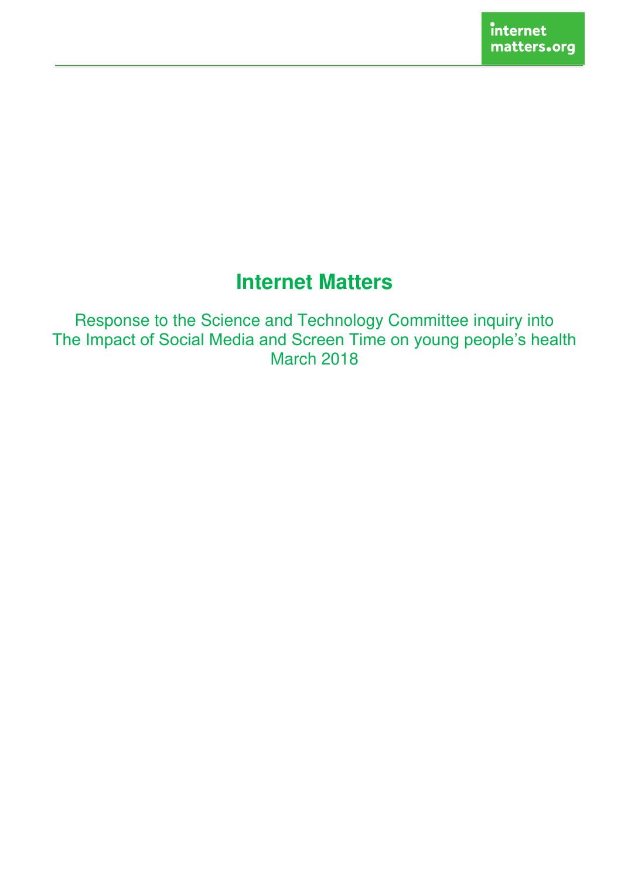# Internet Matters

Response to the Science and Technology Committee inquiry into
The Impact of Social Media and Screen Time on young people's health
March 2018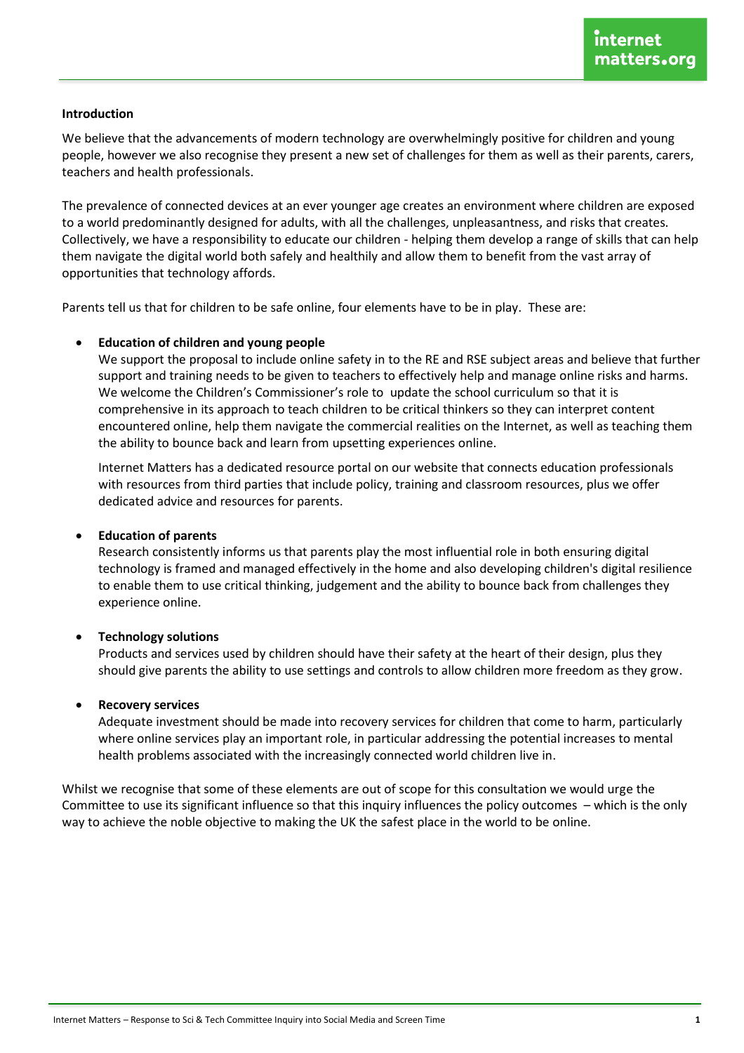**Introduction**

We believe that the advancements of modern technology are overwhelmingly positive for children and young people, however we also recognise they present a new set of challenges for them as well as their parents, carers, teachers and health professionals.

The prevalence of connected devices at an ever younger age creates an environment where children are exposed to a world predominantly designed for adults, with all the challenges, unpleasantness, and risks that creates. Collectively, we have a responsibility to educate our children - helping them develop a range of skills that can help them navigate the digital world both safely and healthily and allow them to benefit from the vast array of opportunities that technology affords.

Parents tell us that for children to be safe online, four elements have to be in play. These are:

- **Education of children and young people**
  We support the proposal to include online safety in to the RE and RSE subject areas and believe that further support and training needs to be given to teachers to effectively help and manage online risks and harms. We welcome the Children's Commissioner's role to update the school curriculum so that it is comprehensive in its approach to teach children to be critical thinkers so they can interpret content encountered online, help them navigate the commercial realities on the Internet, as well as teaching them the ability to bounce back and learn from upsetting experiences online.

  Internet Matters has a dedicated resource portal on our website that connects education professionals with resources from third parties that include policy, training and classroom resources, plus we offer dedicated advice and resources for parents.

- **Education of parents**
  Research consistently informs us that parents play the most influential role in both ensuring digital technology is framed and managed effectively in the home and also developing children's digital resilience to enable them to use critical thinking, judgement and the ability to bounce back from challenges they experience online.

- **Technology solutions**
  Products and services used by children should have their safety at the heart of their design, plus they should give parents the ability to use settings and controls to allow children more freedom as they grow.

- **Recovery services**
  Adequate investment should be made into recovery services for children that come to harm, particularly where online services play an important role, in particular addressing the potential increases to mental health problems associated with the increasingly connected world children live in.

Whilst we recognise that some of these elements are out of scope for this consultation we would urge the Committee to use its significant influence so that this inquiry influences the policy outcomes – which is the only way to achieve the noble objective to making the UK the safest place in the world to be online.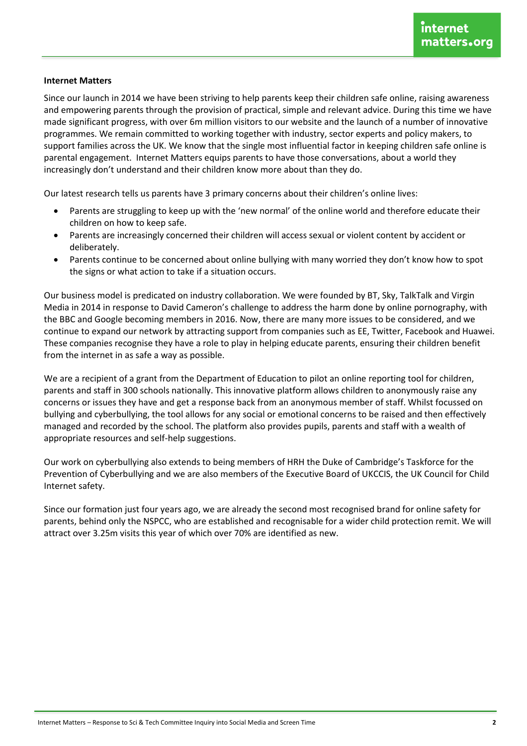**Internet Matters**

Since our launch in 2014 we have been striving to help parents keep their children safe online, raising awareness and empowering parents through the provision of practical, simple and relevant advice. During this time we have made significant progress, with over 6m million visitors to our website and the launch of a number of innovative programmes. We remain committed to working together with industry, sector experts and policy makers, to support families across the UK. We know that the single most influential factor in keeping children safe online is parental engagement. Internet Matters equips parents to have those conversations, about a world they increasingly don't understand and their children know more about than they do.

Our latest research tells us parents have 3 primary concerns about their children's online lives:

- Parents are struggling to keep up with the 'new normal' of the online world and therefore educate their children on how to keep safe.
- Parents are increasingly concerned their children will access sexual or violent content by accident or deliberately.
- Parents continue to be concerned about online bullying with many worried they don't know how to spot the signs or what action to take if a situation occurs.

Our business model is predicated on industry collaboration. We were founded by BT, Sky, TalkTalk and Virgin Media in 2014 in response to David Cameron's challenge to address the harm done by online pornography, with the BBC and Google becoming members in 2016. Now, there are many more issues to be considered, and we continue to expand our network by attracting support from companies such as EE, Twitter, Facebook and Huawei. These companies recognise they have a role to play in helping educate parents, ensuring their children benefit from the internet in as safe a way as possible.

We are a recipient of a grant from the Department of Education to pilot an online reporting tool for children, parents and staff in 300 schools nationally. This innovative platform allows children to anonymously raise any concerns or issues they have and get a response back from an anonymous member of staff. Whilst focussed on bullying and cyberbullying, the tool allows for any social or emotional concerns to be raised and then effectively managed and recorded by the school. The platform also provides pupils, parents and staff with a wealth of appropriate resources and self-help suggestions.

Our work on cyberbullying also extends to being members of HRH the Duke of Cambridge's Taskforce for the Prevention of Cyberbullying and we are also members of the Executive Board of UKCCIS, the UK Council for Child Internet safety.

Since our formation just four years ago, we are already the second most recognised brand for online safety for parents, behind only the NSPCC, who are established and recognisable for a wider child protection remit. We will attract over 3.25m visits this year of which over 70% are identified as new.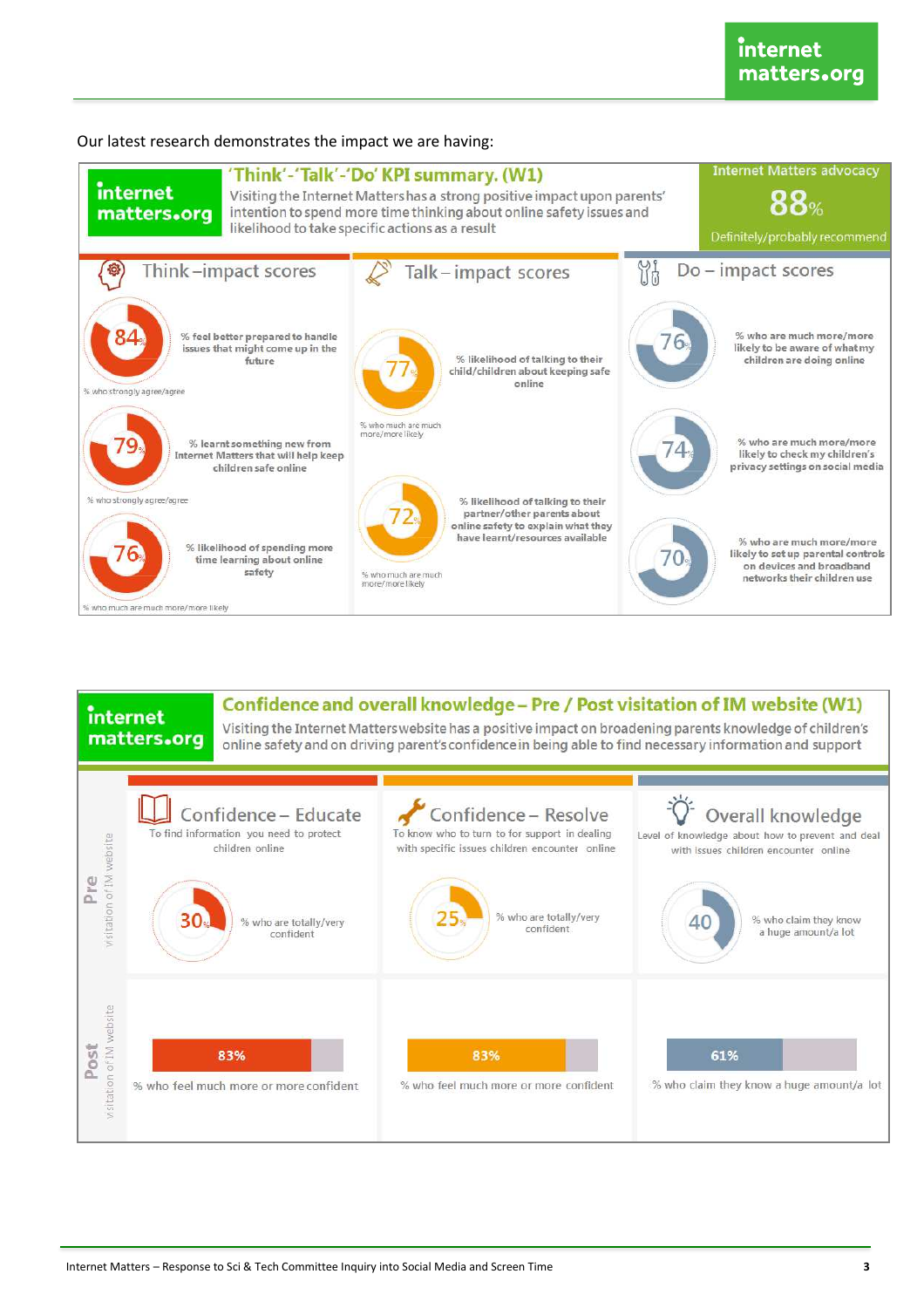Our latest research demonstrates the impact we are having:

## 'Think'-'Talk'-'Do' KPI summary. (W1)

Visiting the Internet Matters has a strong positive impact upon parents' intention to spend more time thinking about online safety issues and likelihood to take specific actions as a result

**Internet Matters advocacy**

**88%**

Definitely/probably recommend

### Think – impact scores

- **84%** – % feel better prepared to handle issues that might come up in the future (% who strongly agree/agree)
- **79%** – % learnt something new from Internet Matters that will help keep children safe online (% who strongly agree/agree)
- **76%** – % likelihood of spending more time learning about online safety (% who much are much more/more likely)

### Talk – impact scores

- **77%** – % likelihood of talking to their child/children about keeping safe online (% who much are much more/more likely)
- **72%** – % likelihood of talking to their partner/other parents about online safety to explain what they have learnt/resources available (% who much are much more/more likely)

### Do – impact scores

- **76%** – % who are much more/more likely to be aware of what my children are doing online
- **74%** – % who are much more/more likely to check my children's privacy settings on social media
- **70%** – % who are much more/more likely to set up parental controls on devices and broadband networks their children use

## Confidence and overall knowledge – Pre / Post visitation of IM website (W1)

Visiting the Internet Matters website has a positive impact on broadening parents knowledge of children's online safety and on driving parent's confidence in being able to find necessary information and support

| | Confidence – Educate<br>To find information you need to protect children online | Confidence – Resolve<br>To know who to turn to for support in dealing with specific issues children encounter online | Overall knowledge<br>Level of knowledge about how to prevent and deal with issues children encounter online |
|---|---|---|---|
| **Pre** visitation of IM website | 30% – % who are totally/very confident | 25% – % who are totally/very confident | 40 – % who claim they know a huge amount/a lot |
| **Post** visitation of IM website | 83% – % who feel much more or more confident | 83% – % who feel much more or more confident | 61% – % who claim they know a huge amount/a lot |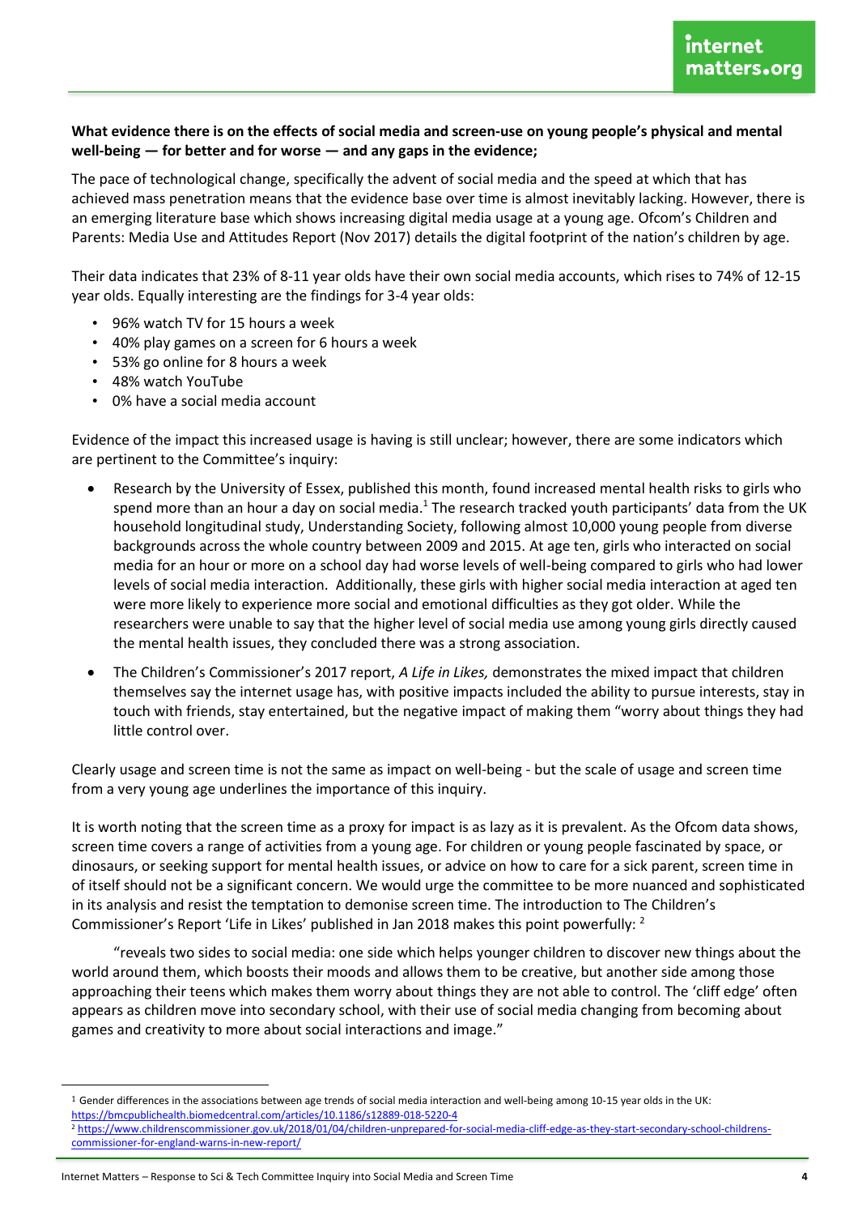**What evidence there is on the effects of social media and screen-use on young people's physical and mental well-being — for better and for worse — and any gaps in the evidence;**

The pace of technological change, specifically the advent of social media and the speed at which that has achieved mass penetration means that the evidence base over time is almost inevitably lacking. However, there is an emerging literature base which shows increasing digital media usage at a young age. Ofcom's Children and Parents: Media Use and Attitudes Report (Nov 2017) details the digital footprint of the nation's children by age.

Their data indicates that 23% of 8-11 year olds have their own social media accounts, which rises to 74% of 12-15 year olds. Equally interesting are the findings for 3-4 year olds:

- 96% watch TV for 15 hours a week
- 40% play games on a screen for 6 hours a week
- 53% go online for 8 hours a week
- 48% watch YouTube
- 0% have a social media account

Evidence of the impact this increased usage is having is still unclear; however, there are some indicators which are pertinent to the Committee's inquiry:

- Research by the University of Essex, published this month, found increased mental health risks to girls who spend more than an hour a day on social media.[1] The research tracked youth participants' data from the UK household longitudinal study, Understanding Society, following almost 10,000 young people from diverse backgrounds across the whole country between 2009 and 2015. At age ten, girls who interacted on social media for an hour or more on a school day had worse levels of well-being compared to girls who had lower levels of social media interaction. Additionally, these girls with higher social media interaction at aged ten were more likely to experience more social and emotional difficulties as they got older. While the researchers were unable to say that the higher level of social media use among young girls directly caused the mental health issues, they concluded there was a strong association.
- The Children's Commissioner's 2017 report, *A Life in Likes,* demonstrates the mixed impact that children themselves say the internet usage has, with positive impacts included the ability to pursue interests, stay in touch with friends, stay entertained, but the negative impact of making them "worry about things they had little control over.

Clearly usage and screen time is not the same as impact on well-being - but the scale of usage and screen time from a very young age underlines the importance of this inquiry.

It is worth noting that the screen time as a proxy for impact is as lazy as it is prevalent. As the Ofcom data shows, screen time covers a range of activities from a young age. For children or young people fascinated by space, or dinosaurs, or seeking support for mental health issues, or advice on how to care for a sick parent, screen time in of itself should not be a significant concern. We would urge the committee to be more nuanced and sophisticated in its analysis and resist the temptation to demonise screen time. The introduction to The Children's Commissioner's Report 'Life in Likes' published in Jan 2018 makes this point powerfully: [2]

"reveals two sides to social media: one side which helps younger children to discover new things about the world around them, which boosts their moods and allows them to be creative, but another side among those approaching their teens which makes them worry about things they are not able to control. The 'cliff edge' often appears as children move into secondary school, with their use of social media changing from becoming about games and creativity to more about social interactions and image."

---

[1] Gender differences in the associations between age trends of social media interaction and well-being among 10-15 year olds in the UK: https://bmcpublichealth.biomedcentral.com/articles/10.1186/s12889-018-5220-4

[2] https://www.childrenscommissioner.gov.uk/2018/01/04/children-unprepared-for-social-media-cliff-edge-as-they-start-secondary-school-childrens-commissioner-for-england-warns-in-new-report/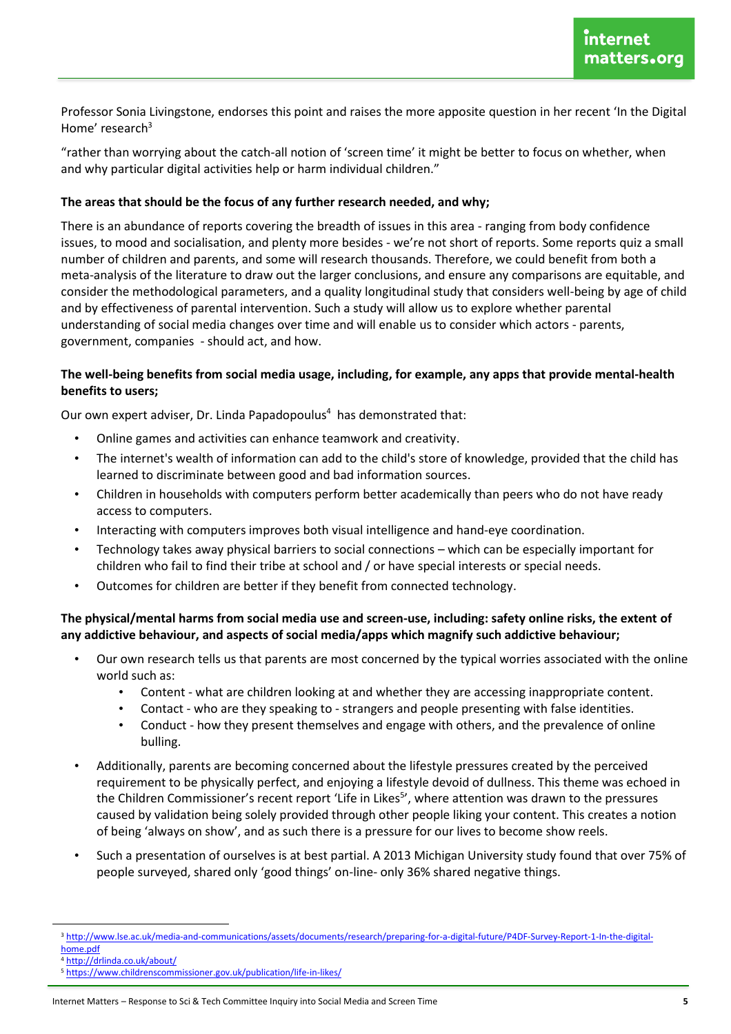Professor Sonia Livingstone, endorses this point and raises the more apposite question in her recent 'In the Digital Home' research[3]

"rather than worrying about the catch-all notion of 'screen time' it might be better to focus on whether, when and why particular digital activities help or harm individual children."

**The areas that should be the focus of any further research needed, and why;**

There is an abundance of reports covering the breadth of issues in this area - ranging from body confidence issues, to mood and socialisation, and plenty more besides - we're not short of reports. Some reports quiz a small number of children and parents, and some will research thousands. Therefore, we could benefit from both a meta-analysis of the literature to draw out the larger conclusions, and ensure any comparisons are equitable, and consider the methodological parameters, and a quality longitudinal study that considers well-being by age of child and by effectiveness of parental intervention. Such a study will allow us to explore whether parental understanding of social media changes over time and will enable us to consider which actors - parents, government, companies - should act, and how.

**The well-being benefits from social media usage, including, for example, any apps that provide mental-health benefits to users;**

Our own expert adviser, Dr. Linda Papadopoulus[4] has demonstrated that:

- Online games and activities can enhance teamwork and creativity.
- The internet's wealth of information can add to the child's store of knowledge, provided that the child has learned to discriminate between good and bad information sources.
- Children in households with computers perform better academically than peers who do not have ready access to computers.
- Interacting with computers improves both visual intelligence and hand-eye coordination.
- Technology takes away physical barriers to social connections – which can be especially important for children who fail to find their tribe at school and / or have special interests or special needs.
- Outcomes for children are better if they benefit from connected technology.

**The physical/mental harms from social media use and screen-use, including: safety online risks, the extent of any addictive behaviour, and aspects of social media/apps which magnify such addictive behaviour;**

- Our own research tells us that parents are most concerned by the typical worries associated with the online world such as:
  - Content - what are children looking at and whether they are accessing inappropriate content.
  - Contact - who are they speaking to - strangers and people presenting with false identities.
  - Conduct - how they present themselves and engage with others, and the prevalence of online bulling.
- Additionally, parents are becoming concerned about the lifestyle pressures created by the perceived requirement to be physically perfect, and enjoying a lifestyle devoid of dullness. This theme was echoed in the Children Commissioner's recent report 'Life in Likes[5]', where attention was drawn to the pressures caused by validation being solely provided through other people liking your content. This creates a notion of being 'always on show', and as such there is a pressure for our lives to become show reels.
- Such a presentation of ourselves is at best partial. A 2013 Michigan University study found that over 75% of people surveyed, shared only 'good things' on-line- only 36% shared negative things.

---

[3] http://www.lse.ac.uk/media-and-communications/assets/documents/research/preparing-for-a-digital-future/P4DF-Survey-Report-1-In-the-digital-home.pdf

[4] http://drlinda.co.uk/about/

[5] https://www.childrenscommissioner.gov.uk/publication/life-in-likes/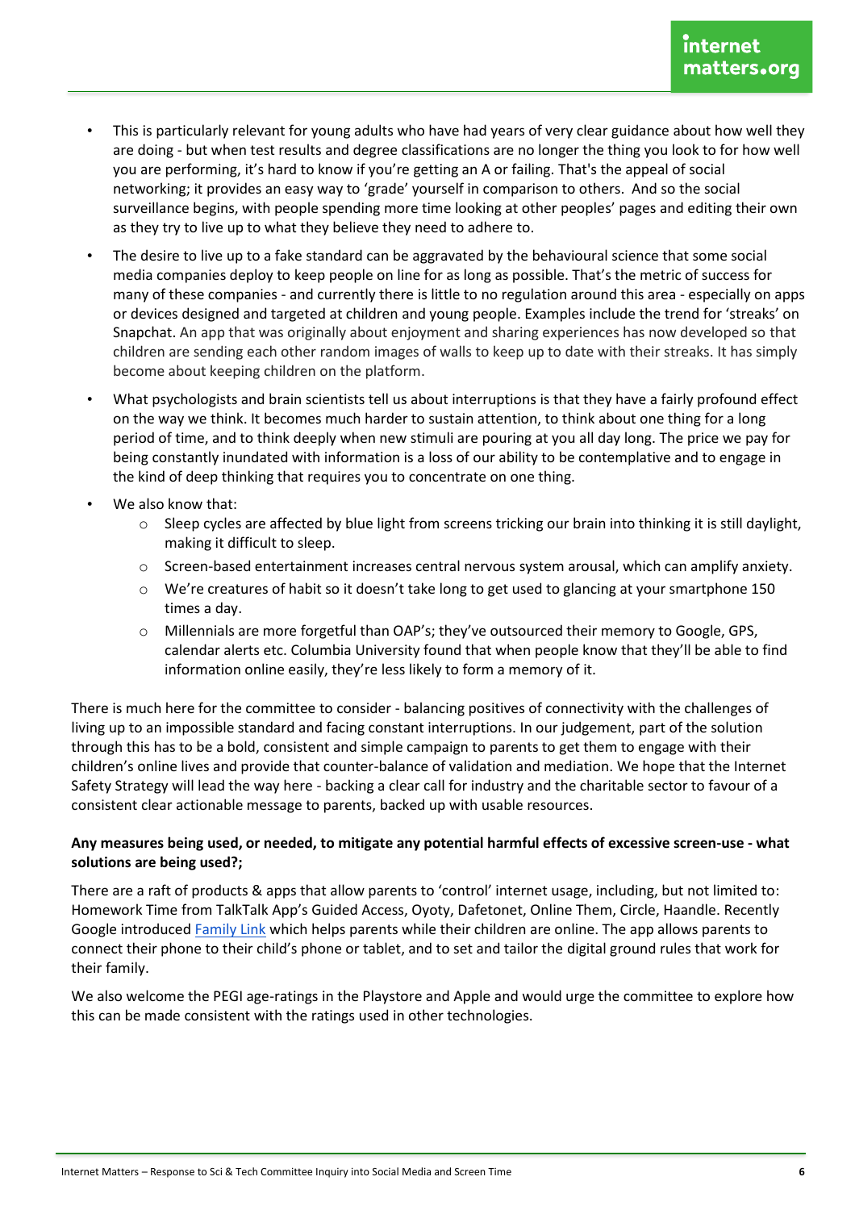- This is particularly relevant for young adults who have had years of very clear guidance about how well they are doing - but when test results and degree classifications are no longer the thing you look to for how well you are performing, it's hard to know if you're getting an A or failing. That's the appeal of social networking; it provides an easy way to 'grade' yourself in comparison to others. And so the social surveillance begins, with people spending more time looking at other peoples' pages and editing their own as they try to live up to what they believe they need to adhere to.
- The desire to live up to a fake standard can be aggravated by the behavioural science that some social media companies deploy to keep people on line for as long as possible. That's the metric of success for many of these companies - and currently there is little to no regulation around this area - especially on apps or devices designed and targeted at children and young people. Examples include the trend for 'streaks' on Snapchat. An app that was originally about enjoyment and sharing experiences has now developed so that children are sending each other random images of walls to keep up to date with their streaks. It has simply become about keeping children on the platform.
- What psychologists and brain scientists tell us about interruptions is that they have a fairly profound effect on the way we think. It becomes much harder to sustain attention, to think about one thing for a long period of time, and to think deeply when new stimuli are pouring at you all day long. The price we pay for being constantly inundated with information is a loss of our ability to be contemplative and to engage in the kind of deep thinking that requires you to concentrate on one thing.
- We also know that:
  - Sleep cycles are affected by blue light from screens tricking our brain into thinking it is still daylight, making it difficult to sleep.
  - Screen-based entertainment increases central nervous system arousal, which can amplify anxiety.
  - We're creatures of habit so it doesn't take long to get used to glancing at your smartphone 150 times a day.
  - Millennials are more forgetful than OAP's; they've outsourced their memory to Google, GPS, calendar alerts etc. Columbia University found that when people know that they'll be able to find information online easily, they're less likely to form a memory of it.

There is much here for the committee to consider - balancing positives of connectivity with the challenges of living up to an impossible standard and facing constant interruptions. In our judgement, part of the solution through this has to be a bold, consistent and simple campaign to parents to get them to engage with their children's online lives and provide that counter-balance of validation and mediation. We hope that the Internet Safety Strategy will lead the way here - backing a clear call for industry and the charitable sector to favour of a consistent clear actionable message to parents, backed up with usable resources.

**Any measures being used, or needed, to mitigate any potential harmful effects of excessive screen-use - what solutions are being used?;**

There are a raft of products & apps that allow parents to 'control' internet usage, including, but not limited to: Homework Time from TalkTalk App's Guided Access, Oyoty, Dafetonet, Online Them, Circle, Haandle. Recently Google introduced Family Link which helps parents while their children are online. The app allows parents to connect their phone to their child's phone or tablet, and to set and tailor the digital ground rules that work for their family.

We also welcome the PEGI age-ratings in the Playstore and Apple and would urge the committee to explore how this can be made consistent with the ratings used in other technologies.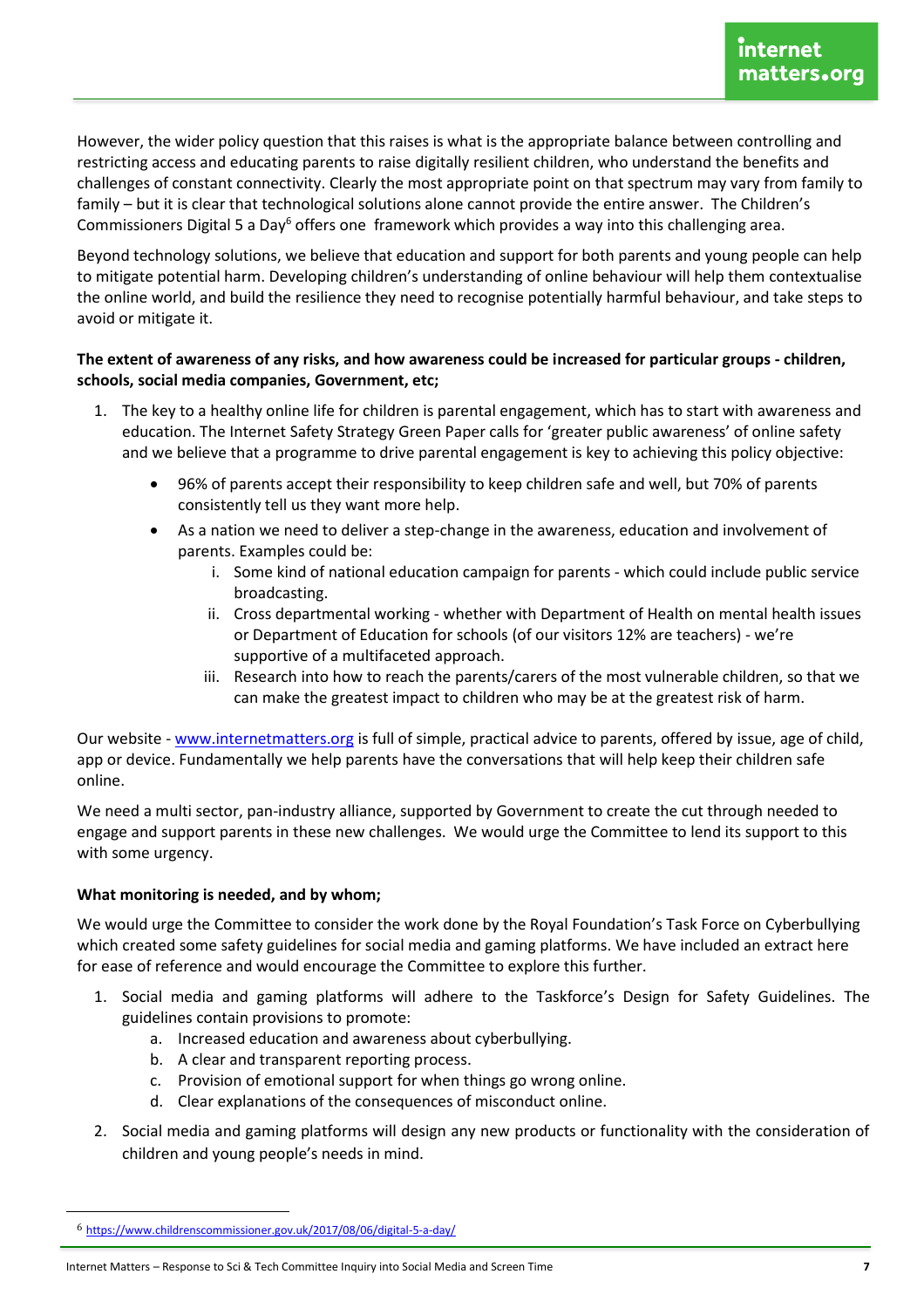However, the wider policy question that this raises is what is the appropriate balance between controlling and restricting access and educating parents to raise digitally resilient children, who understand the benefits and challenges of constant connectivity. Clearly the most appropriate point on that spectrum may vary from family to family – but it is clear that technological solutions alone cannot provide the entire answer. The Children's Commissioners Digital 5 a Day[6] offers one framework which provides a way into this challenging area.

Beyond technology solutions, we believe that education and support for both parents and young people can help to mitigate potential harm. Developing children's understanding of online behaviour will help them contextualise the online world, and build the resilience they need to recognise potentially harmful behaviour, and take steps to avoid or mitigate it.

**The extent of awareness of any risks, and how awareness could be increased for particular groups - children, schools, social media companies, Government, etc;**

1. The key to a healthy online life for children is parental engagement, which has to start with awareness and education. The Internet Safety Strategy Green Paper calls for 'greater public awareness' of online safety and we believe that a programme to drive parental engagement is key to achieving this policy objective:
   - 96% of parents accept their responsibility to keep children safe and well, but 70% of parents consistently tell us they want more help.
   - As a nation we need to deliver a step-change in the awareness, education and involvement of parents. Examples could be:
     1. Some kind of national education campaign for parents - which could include public service broadcasting.
     2. Cross departmental working - whether with Department of Health on mental health issues or Department of Education for schools (of our visitors 12% are teachers) - we're supportive of a multifaceted approach.
     3. Research into how to reach the parents/carers of the most vulnerable children, so that we can make the greatest impact to children who may be at the greatest risk of harm.

Our website - [www.internetmatters.org](http://www.internetmatters.org) is full of simple, practical advice to parents, offered by issue, age of child, app or device. Fundamentally we help parents have the conversations that will help keep their children safe online.

We need a multi sector, pan-industry alliance, supported by Government to create the cut through needed to engage and support parents in these new challenges. We would urge the Committee to lend its support to this with some urgency.

**What monitoring is needed, and by whom;**

We would urge the Committee to consider the work done by the Royal Foundation's Task Force on Cyberbullying which created some safety guidelines for social media and gaming platforms. We have included an extract here for ease of reference and would encourage the Committee to explore this further.

1. Social media and gaming platforms will adhere to the Taskforce's Design for Safety Guidelines. The guidelines contain provisions to promote:
   a. Increased education and awareness about cyberbullying.
   b. A clear and transparent reporting process.
   c. Provision of emotional support for when things go wrong online.
   d. Clear explanations of the consequences of misconduct online.
2. Social media and gaming platforms will design any new products or functionality with the consideration of children and young people's needs in mind.

---

[6] https://www.childrenscommissioner.gov.uk/2017/08/06/digital-5-a-day/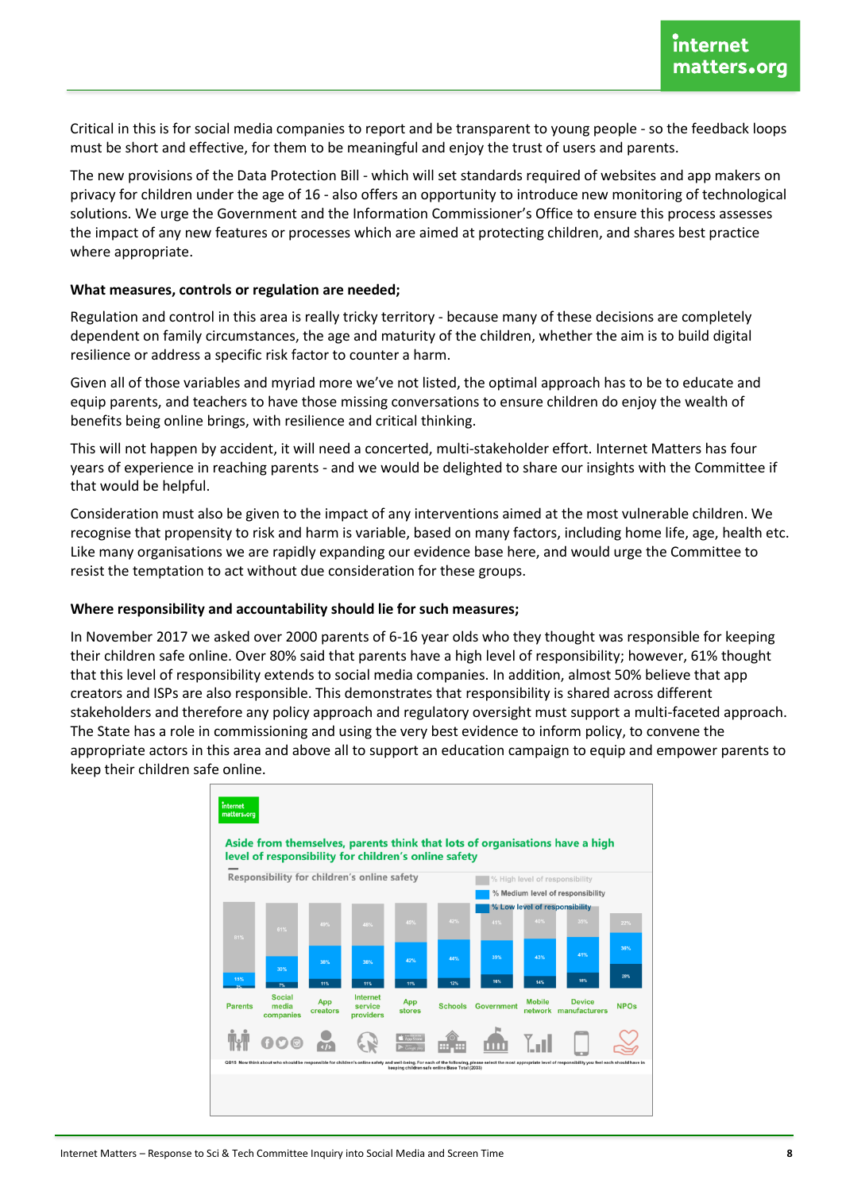Critical in this is for social media companies to report and be transparent to young people - so the feedback loops must be short and effective, for them to be meaningful and enjoy the trust of users and parents.

The new provisions of the Data Protection Bill - which will set standards required of websites and app makers on privacy for children under the age of 16 - also offers an opportunity to introduce new monitoring of technological solutions. We urge the Government and the Information Commissioner's Office to ensure this process assesses the impact of any new features or processes which are aimed at protecting children, and shares best practice where appropriate.

**What measures, controls or regulation are needed;**

Regulation and control in this area is really tricky territory - because many of these decisions are completely dependent on family circumstances, the age and maturity of the children, whether the aim is to build digital resilience or address a specific risk factor to counter a harm.

Given all of those variables and myriad more we've not listed, the optimal approach has to be to educate and equip parents, and teachers to have those missing conversations to ensure children do enjoy the wealth of benefits being online brings, with resilience and critical thinking.

This will not happen by accident, it will need a concerted, multi-stakeholder effort. Internet Matters has four years of experience in reaching parents - and we would be delighted to share our insights with the Committee if that would be helpful.

Consideration must also be given to the impact of any interventions aimed at the most vulnerable children. We recognise that propensity to risk and harm is variable, based on many factors, including home life, age, health etc. Like many organisations we are rapidly expanding our evidence base here, and would urge the Committee to resist the temptation to act without due consideration for these groups.

**Where responsibility and accountability should lie for such measures;**

In November 2017 we asked over 2000 parents of 6-16 year olds who they thought was responsible for keeping their children safe online. Over 80% said that parents have a high level of responsibility; however, 61% thought that this level of responsibility extends to social media companies. In addition, almost 50% believe that app creators and ISPs are also responsible. This demonstrates that responsibility is shared across different stakeholders and therefore any policy approach and regulatory oversight must support a multi-faceted approach. The State has a role in commissioning and using the very best evidence to inform policy, to convene the appropriate actors in this area and above all to support an education campaign to equip and empower parents to keep their children safe online.

internet matters.org

Aside from themselves, parents think that lots of organisations have a high level of responsibility for children's online safety

Responsibility for children's online safety

% High level of responsibility
% Medium level of responsibility
% Low level of responsibility

81% 11% 2%
61% 30% 7%
49% 38% 11%
48% 38% 11%
45% 42% 11%
42% 44% 12%
41% 39% 16%
40% 43% 14%
35% 41% 18%
22% 38% 28%

Parents
Social media companies
App creators
Internet service providers
App stores
Schools
Government
Mobile network
Device manufacturers
NPOs

QB15 Now think about who should be responsible for children's online safety and well-being. For each of the following, please select the most appropriate level of responsibility you feel each should have in keeping children safe online Base Total (2033)